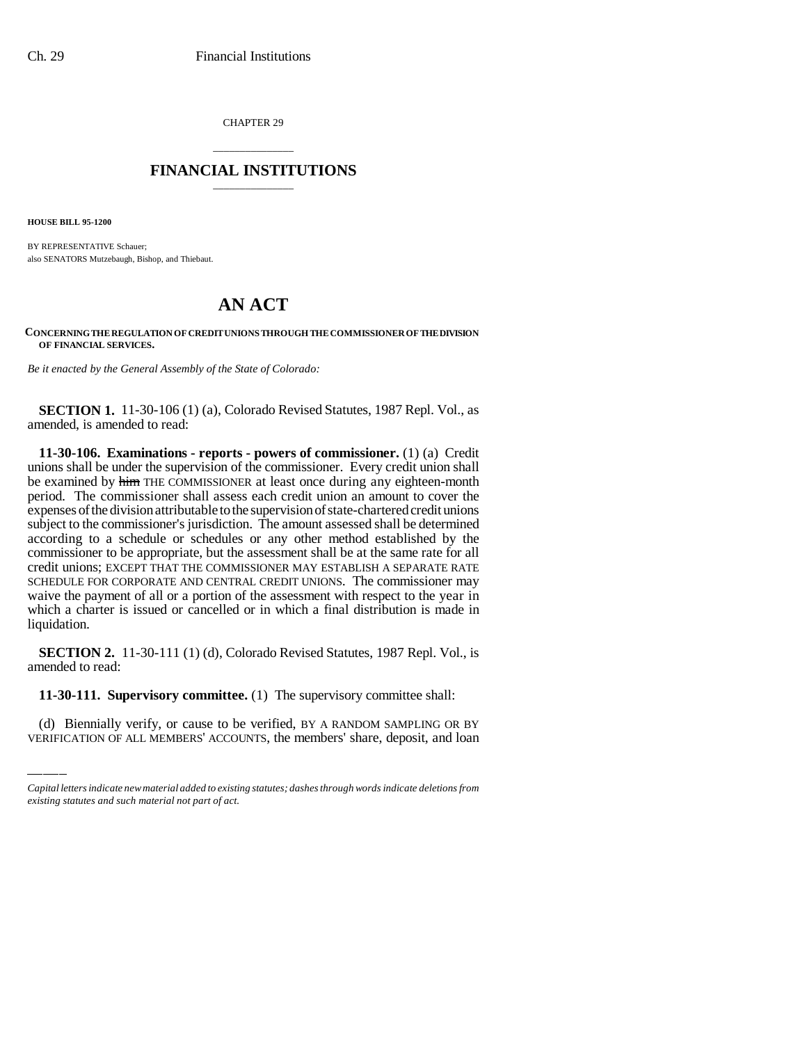CHAPTER 29

# FINANCIAL INSTITUTIONS

**HOUSE BILL 95-1200**

BY REPRESENTATIVE Schauer;
also SENATORS Mutzebaugh, Bishop, and Thiebaut.

# AN ACT

**CONCERNING THE REGULATION OF CREDIT UNIONS THROUGH THE COMMISSIONER OF THE DIVISION OF FINANCIAL SERVICES.**

*Be it enacted by the General Assembly of the State of Colorado:*

**SECTION 1.** 11-30-106 (1) (a), Colorado Revised Statutes, 1987 Repl. Vol., as amended, is amended to read:

**11-30-106. Examinations - reports - powers of commissioner.** (1) (a) Credit unions shall be under the supervision of the commissioner. Every credit union shall be examined by ~~him~~ THE COMMISSIONER at least once during any eighteen-month period. The commissioner shall assess each credit union an amount to cover the expenses of the division attributable to the supervision of state-chartered credit unions subject to the commissioner's jurisdiction. The amount assessed shall be determined according to a schedule or schedules or any other method established by the commissioner to be appropriate, but the assessment shall be at the same rate for all credit unions; EXCEPT THAT THE COMMISSIONER MAY ESTABLISH A SEPARATE RATE SCHEDULE FOR CORPORATE AND CENTRAL CREDIT UNIONS. The commissioner may waive the payment of all or a portion of the assessment with respect to the year in which a charter is issued or cancelled or in which a final distribution is made in liquidation.

**SECTION 2.** 11-30-111 (1) (d), Colorado Revised Statutes, 1987 Repl. Vol., is amended to read:

**11-30-111. Supervisory committee.** (1) The supervisory committee shall:

(d) Biennially verify, or cause to be verified, BY A RANDOM SAMPLING OR BY VERIFICATION OF ALL MEMBERS' ACCOUNTS, the members' share, deposit, and loan

*Capital letters indicate new material added to existing statutes; dashes through words indicate deletions from existing statutes and such material not part of act.*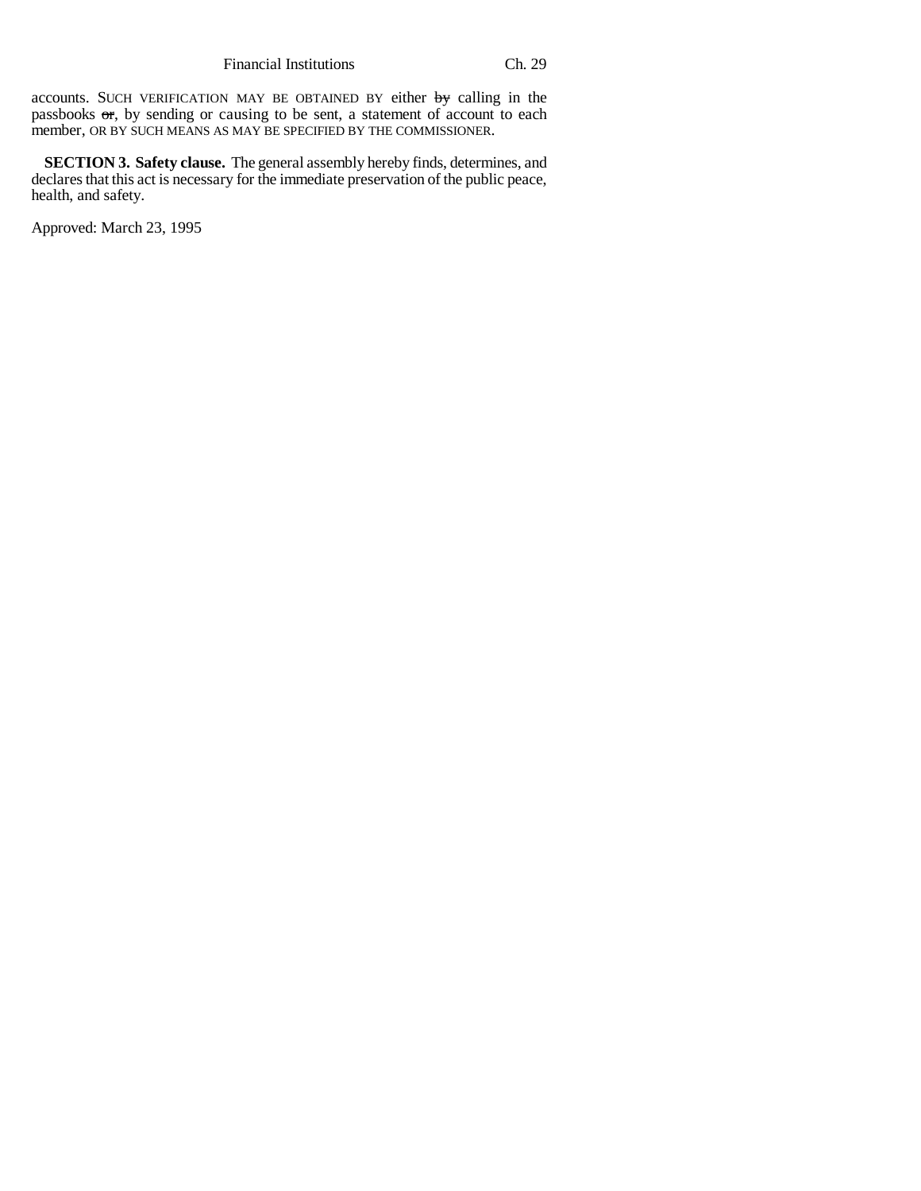accounts. SUCH VERIFICATION MAY BE OBTAINED BY either ~~by~~ calling in the passbooks ~~or~~, by sending or causing to be sent, a statement of account to each member, OR BY SUCH MEANS AS MAY BE SPECIFIED BY THE COMMISSIONER.

**SECTION 3. Safety clause.** The general assembly hereby finds, determines, and declares that this act is necessary for the immediate preservation of the public peace, health, and safety.

Approved: March 23, 1995